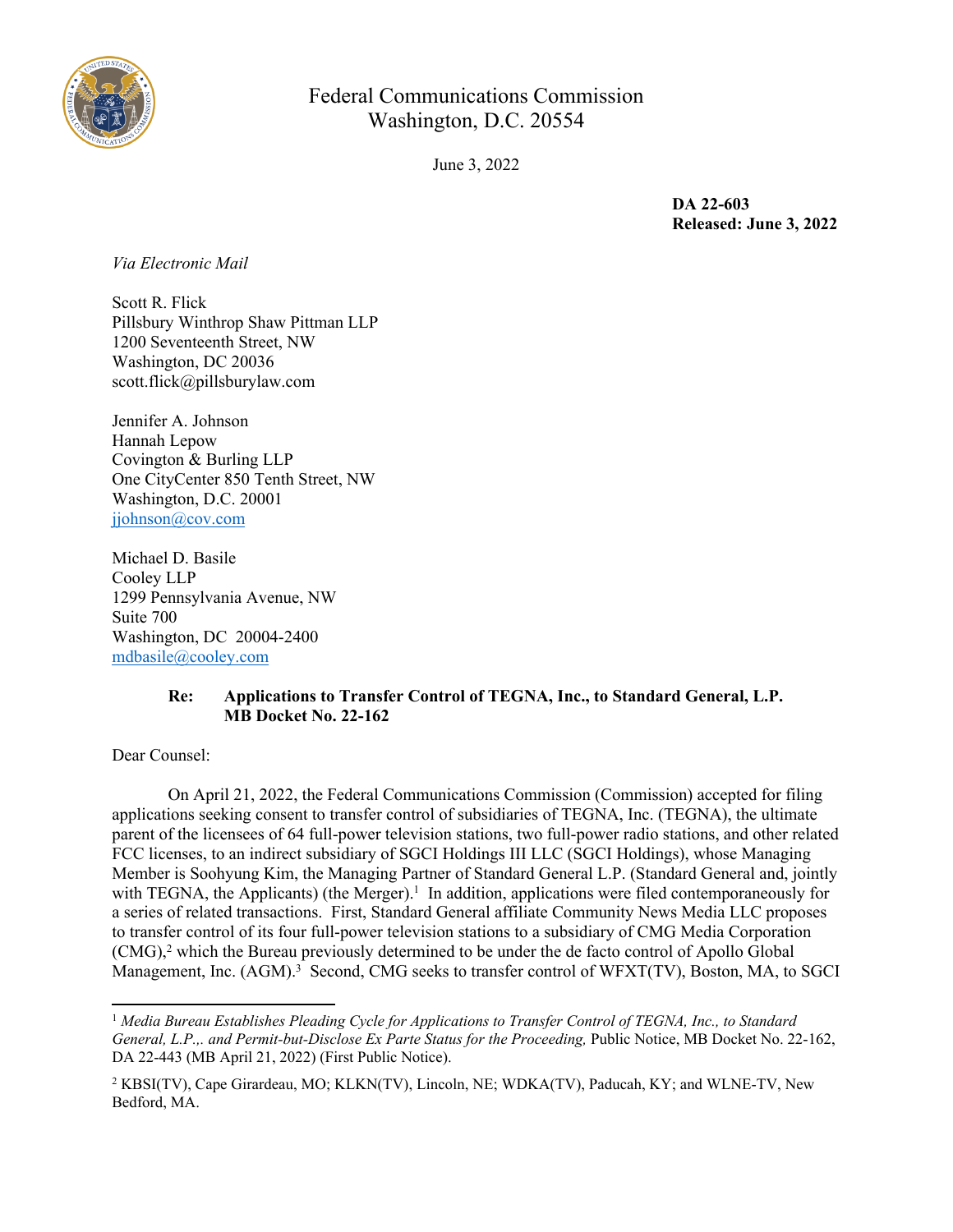Federal Communications Commission
Washington, D.C. 20554

June 3, 2022

**DA 22-603**
**Released: June 3, 2022**

*Via Electronic Mail*

Scott R. Flick
Pillsbury Winthrop Shaw Pittman LLP
1200 Seventeenth Street, NW
Washington, DC 20036
scott.flick@pillsburylaw.com

Jennifer A. Johnson
Hannah Lepow
Covington & Burling LLP
One CityCenter 850 Tenth Street, NW
Washington, D.C. 20001
jjohnson@cov.com

Michael D. Basile
Cooley LLP
1299 Pennsylvania Avenue, NW
Suite 700
Washington, DC 20004-2400
mdbasile@cooley.com

**Re: Applications to Transfer Control of TEGNA, Inc., to Standard General, L.P.**
**MB Docket No. 22-162**

Dear Counsel:

On April 21, 2022, the Federal Communications Commission (Commission) accepted for filing applications seeking consent to transfer control of subsidiaries of TEGNA, Inc. (TEGNA), the ultimate parent of the licensees of 64 full-power television stations, two full-power radio stations, and other related FCC licenses, to an indirect subsidiary of SGCI Holdings III LLC (SGCI Holdings), whose Managing Member is Soohyung Kim, the Managing Partner of Standard General L.P. (Standard General and, jointly with TEGNA, the Applicants) (the Merger).[1] In addition, applications were filed contemporaneously for a series of related transactions. First, Standard General affiliate Community News Media LLC proposes to transfer control of its four full-power television stations to a subsidiary of CMG Media Corporation (CMG),[2] which the Bureau previously determined to be under the de facto control of Apollo Global Management, Inc. (AGM).[3] Second, CMG seeks to transfer control of WFXT(TV), Boston, MA, to SGCI

[1] *Media Bureau Establishes Pleading Cycle for Applications to Transfer Control of TEGNA, Inc., to Standard General, L.P.,. and Permit-but-Disclose Ex Parte Status for the Proceeding,* Public Notice, MB Docket No. 22-162, DA 22-443 (MB April 21, 2022) (First Public Notice).

[2] KBSI(TV), Cape Girardeau, MO; KLKN(TV), Lincoln, NE; WDKA(TV), Paducah, KY; and WLNE-TV, New Bedford, MA.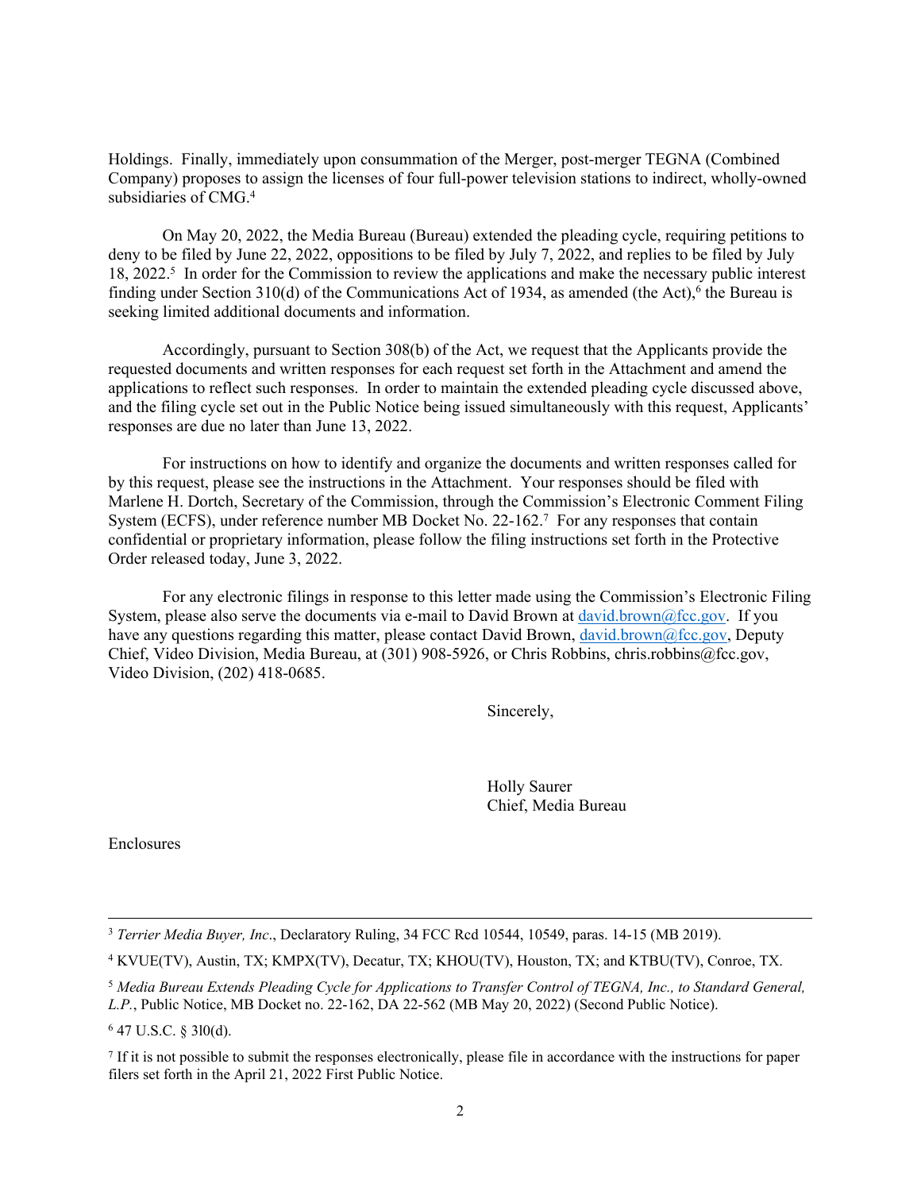Holdings. Finally, immediately upon consummation of the Merger, post-merger TEGNA (Combined Company) proposes to assign the licenses of four full-power television stations to indirect, wholly-owned subsidiaries of CMG.[4]

On May 20, 2022, the Media Bureau (Bureau) extended the pleading cycle, requiring petitions to deny to be filed by June 22, 2022, oppositions to be filed by July 7, 2022, and replies to be filed by July 18, 2022.[5] In order for the Commission to review the applications and make the necessary public interest finding under Section 310(d) of the Communications Act of 1934, as amended (the Act),[6] the Bureau is seeking limited additional documents and information.

Accordingly, pursuant to Section 308(b) of the Act, we request that the Applicants provide the requested documents and written responses for each request set forth in the Attachment and amend the applications to reflect such responses. In order to maintain the extended pleading cycle discussed above, and the filing cycle set out in the Public Notice being issued simultaneously with this request, Applicants' responses are due no later than June 13, 2022.

For instructions on how to identify and organize the documents and written responses called for by this request, please see the instructions in the Attachment. Your responses should be filed with Marlene H. Dortch, Secretary of the Commission, through the Commission's Electronic Comment Filing System (ECFS), under reference number MB Docket No. 22-162.[7] For any responses that contain confidential or proprietary information, please follow the filing instructions set forth in the Protective Order released today, June 3, 2022.

For any electronic filings in response to this letter made using the Commission's Electronic Filing System, please also serve the documents via e-mail to David Brown at david.brown@fcc.gov. If you have any questions regarding this matter, please contact David Brown, david.brown@fcc.gov, Deputy Chief, Video Division, Media Bureau, at (301) 908-5926, or Chris Robbins, chris.robbins@fcc.gov, Video Division, (202) 418-0685.

Sincerely,

Holly Saurer
Chief, Media Bureau

Enclosures

---

[3] *Terrier Media Buyer, Inc*., Declaratory Ruling, 34 FCC Rcd 10544, 10549, paras. 14-15 (MB 2019).

[4] KVUE(TV), Austin, TX; KMPX(TV), Decatur, TX; KHOU(TV), Houston, TX; and KTBU(TV), Conroe, TX.

[5] *Media Bureau Extends Pleading Cycle for Applications to Transfer Control of TEGNA, Inc., to Standard General, L.P.*, Public Notice, MB Docket no. 22-162, DA 22-562 (MB May 20, 2022) (Second Public Notice).

[6] 47 U.S.C. § 310(d).

[7] If it is not possible to submit the responses electronically, please file in accordance with the instructions for paper filers set forth in the April 21, 2022 First Public Notice.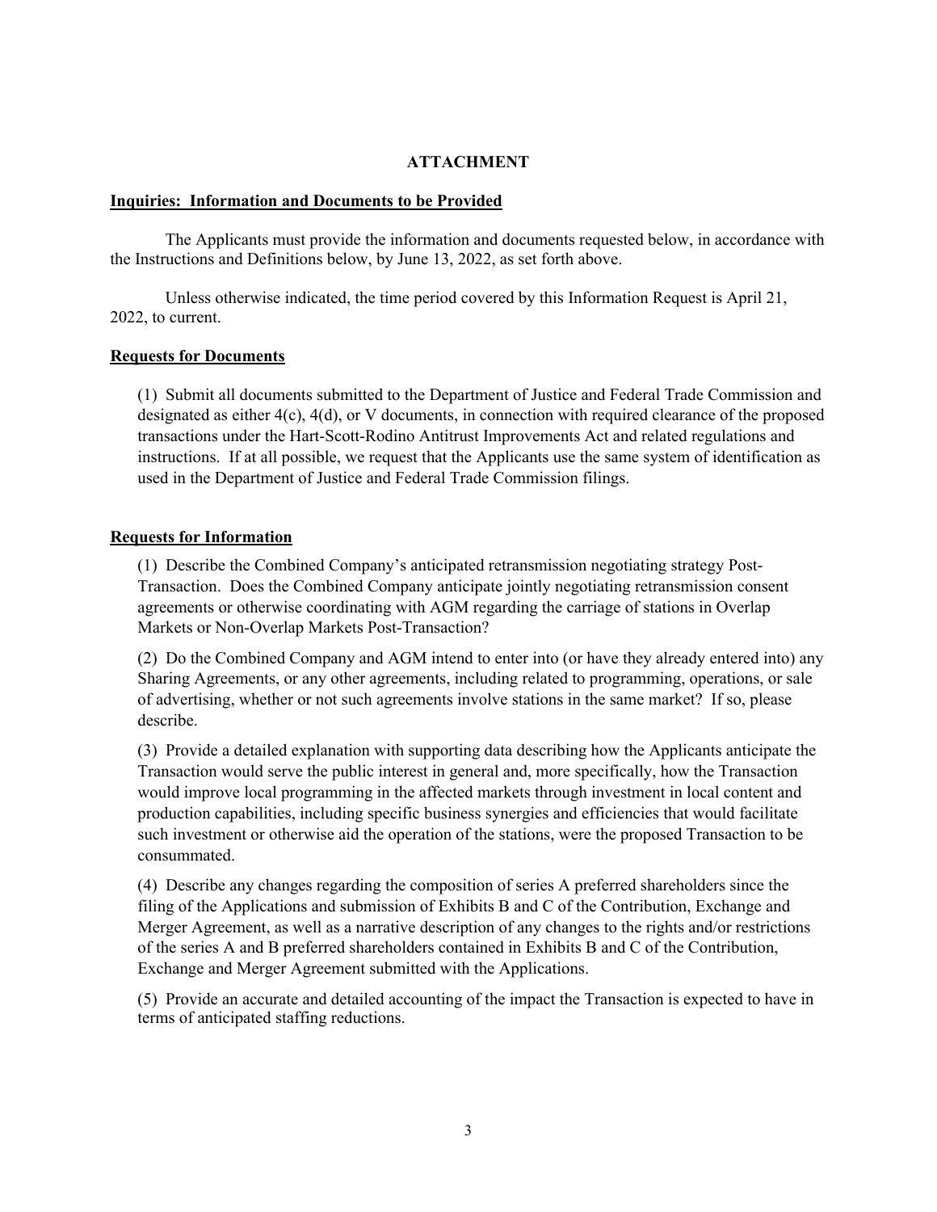## ATTACHMENT

**Inquiries: Information and Documents to be Provided**

The Applicants must provide the information and documents requested below, in accordance with the Instructions and Definitions below, by June 13, 2022, as set forth above.

Unless otherwise indicated, the time period covered by this Information Request is April 21, 2022, to current.

**Requests for Documents**

(1) Submit all documents submitted to the Department of Justice and Federal Trade Commission and designated as either 4(c), 4(d), or V documents, in connection with required clearance of the proposed transactions under the Hart-Scott-Rodino Antitrust Improvements Act and related regulations and instructions. If at all possible, we request that the Applicants use the same system of identification as used in the Department of Justice and Federal Trade Commission filings.

**Requests for Information**

(1) Describe the Combined Company's anticipated retransmission negotiating strategy Post-Transaction. Does the Combined Company anticipate jointly negotiating retransmission consent agreements or otherwise coordinating with AGM regarding the carriage of stations in Overlap Markets or Non-Overlap Markets Post-Transaction?

(2) Do the Combined Company and AGM intend to enter into (or have they already entered into) any Sharing Agreements, or any other agreements, including related to programming, operations, or sale of advertising, whether or not such agreements involve stations in the same market? If so, please describe.

(3) Provide a detailed explanation with supporting data describing how the Applicants anticipate the Transaction would serve the public interest in general and, more specifically, how the Transaction would improve local programming in the affected markets through investment in local content and production capabilities, including specific business synergies and efficiencies that would facilitate such investment or otherwise aid the operation of the stations, were the proposed Transaction to be consummated.

(4) Describe any changes regarding the composition of series A preferred shareholders since the filing of the Applications and submission of Exhibits B and C of the Contribution, Exchange and Merger Agreement, as well as a narrative description of any changes to the rights and/or restrictions of the series A and B preferred shareholders contained in Exhibits B and C of the Contribution, Exchange and Merger Agreement submitted with the Applications.

(5) Provide an accurate and detailed accounting of the impact the Transaction is expected to have in terms of anticipated staffing reductions.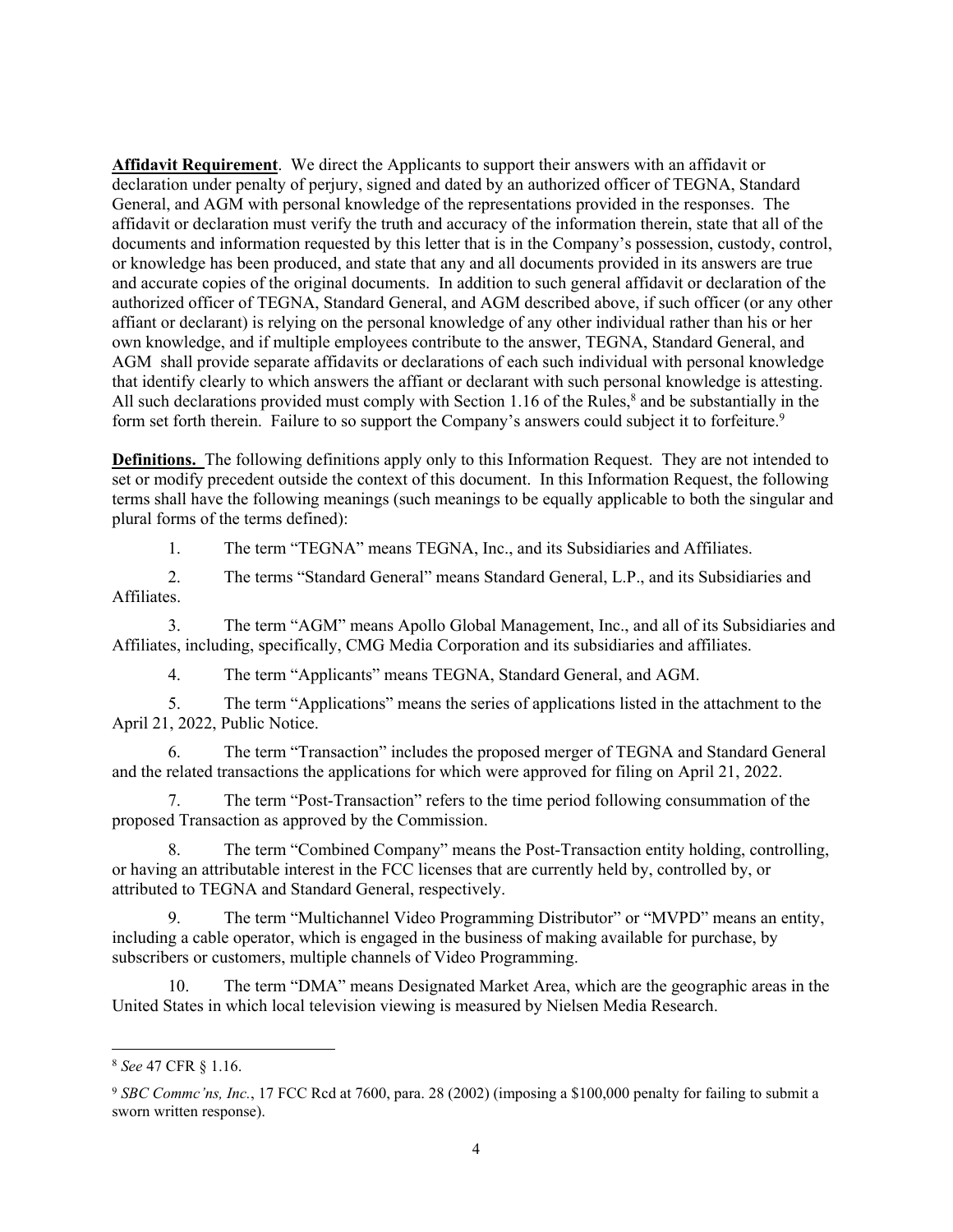**Affidavit Requirement**. We direct the Applicants to support their answers with an affidavit or declaration under penalty of perjury, signed and dated by an authorized officer of TEGNA, Standard General, and AGM with personal knowledge of the representations provided in the responses. The affidavit or declaration must verify the truth and accuracy of the information therein, state that all of the documents and information requested by this letter that is in the Company's possession, custody, control, or knowledge has been produced, and state that any and all documents provided in its answers are true and accurate copies of the original documents. In addition to such general affidavit or declaration of the authorized officer of TEGNA, Standard General, and AGM described above, if such officer (or any other affiant or declarant) is relying on the personal knowledge of any other individual rather than his or her own knowledge, and if multiple employees contribute to the answer, TEGNA, Standard General, and AGM shall provide separate affidavits or declarations of each such individual with personal knowledge that identify clearly to which answers the affiant or declarant with such personal knowledge is attesting. All such declarations provided must comply with Section 1.16 of the Rules,[8] and be substantially in the form set forth therein. Failure to so support the Company's answers could subject it to forfeiture.[9]

**Definitions.** The following definitions apply only to this Information Request. They are not intended to set or modify precedent outside the context of this document. In this Information Request, the following terms shall have the following meanings (such meanings to be equally applicable to both the singular and plural forms of the terms defined):

1. The term "TEGNA" means TEGNA, Inc., and its Subsidiaries and Affiliates.

2. The terms "Standard General" means Standard General, L.P., and its Subsidiaries and Affiliates.

3. The term "AGM" means Apollo Global Management, Inc., and all of its Subsidiaries and Affiliates, including, specifically, CMG Media Corporation and its subsidiaries and affiliates.

4. The term "Applicants" means TEGNA, Standard General, and AGM.

5. The term "Applications" means the series of applications listed in the attachment to the April 21, 2022, Public Notice.

6. The term "Transaction" includes the proposed merger of TEGNA and Standard General and the related transactions the applications for which were approved for filing on April 21, 2022.

7. The term "Post-Transaction" refers to the time period following consummation of the proposed Transaction as approved by the Commission.

8. The term "Combined Company" means the Post-Transaction entity holding, controlling, or having an attributable interest in the FCC licenses that are currently held by, controlled by, or attributed to TEGNA and Standard General, respectively.

9. The term "Multichannel Video Programming Distributor" or "MVPD" means an entity, including a cable operator, which is engaged in the business of making available for purchase, by subscribers or customers, multiple channels of Video Programming.

10. The term "DMA" means Designated Market Area, which are the geographic areas in the United States in which local television viewing is measured by Nielsen Media Research.

---

[8] *See* 47 CFR § 1.16.

[9] *SBC Commc'ns, Inc.*, 17 FCC Rcd at 7600, para. 28 (2002) (imposing a $100,000 penalty for failing to submit a sworn written response).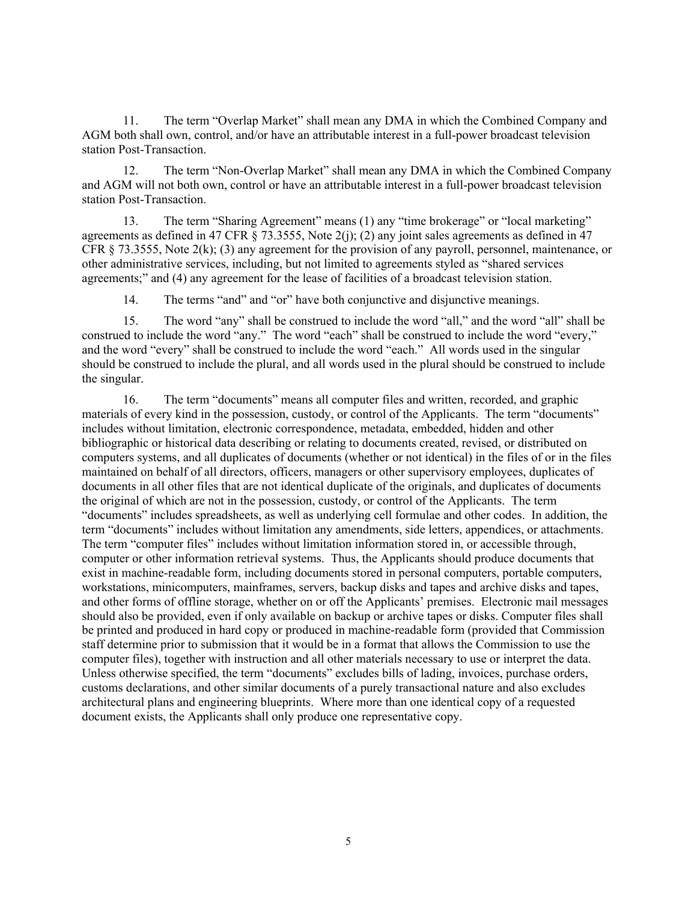11. The term "Overlap Market" shall mean any DMA in which the Combined Company and AGM both shall own, control, and/or have an attributable interest in a full-power broadcast television station Post-Transaction.

12. The term "Non-Overlap Market" shall mean any DMA in which the Combined Company and AGM will not both own, control or have an attributable interest in a full-power broadcast television station Post-Transaction.

13. The term "Sharing Agreement" means (1) any "time brokerage" or "local marketing" agreements as defined in 47 CFR § 73.3555, Note 2(j); (2) any joint sales agreements as defined in 47 CFR § 73.3555, Note 2(k); (3) any agreement for the provision of any payroll, personnel, maintenance, or other administrative services, including, but not limited to agreements styled as "shared services agreements;" and (4) any agreement for the lease of facilities of a broadcast television station.

14. The terms "and" and "or" have both conjunctive and disjunctive meanings.

15. The word "any" shall be construed to include the word "all," and the word "all" shall be construed to include the word "any." The word "each" shall be construed to include the word "every," and the word "every" shall be construed to include the word "each." All words used in the singular should be construed to include the plural, and all words used in the plural should be construed to include the singular.

16. The term "documents" means all computer files and written, recorded, and graphic materials of every kind in the possession, custody, or control of the Applicants. The term "documents" includes without limitation, electronic correspondence, metadata, embedded, hidden and other bibliographic or historical data describing or relating to documents created, revised, or distributed on computers systems, and all duplicates of documents (whether or not identical) in the files of or in the files maintained on behalf of all directors, officers, managers or other supervisory employees, duplicates of documents in all other files that are not identical duplicate of the originals, and duplicates of documents the original of which are not in the possession, custody, or control of the Applicants. The term "documents" includes spreadsheets, as well as underlying cell formulae and other codes. In addition, the term "documents" includes without limitation any amendments, side letters, appendices, or attachments. The term "computer files" includes without limitation information stored in, or accessible through, computer or other information retrieval systems. Thus, the Applicants should produce documents that exist in machine-readable form, including documents stored in personal computers, portable computers, workstations, minicomputers, mainframes, servers, backup disks and tapes and archive disks and tapes, and other forms of offline storage, whether on or off the Applicants' premises. Electronic mail messages should also be provided, even if only available on backup or archive tapes or disks. Computer files shall be printed and produced in hard copy or produced in machine-readable form (provided that Commission staff determine prior to submission that it would be in a format that allows the Commission to use the computer files), together with instruction and all other materials necessary to use or interpret the data. Unless otherwise specified, the term "documents" excludes bills of lading, invoices, purchase orders, customs declarations, and other similar documents of a purely transactional nature and also excludes architectural plans and engineering blueprints. Where more than one identical copy of a requested document exists, the Applicants shall only produce one representative copy.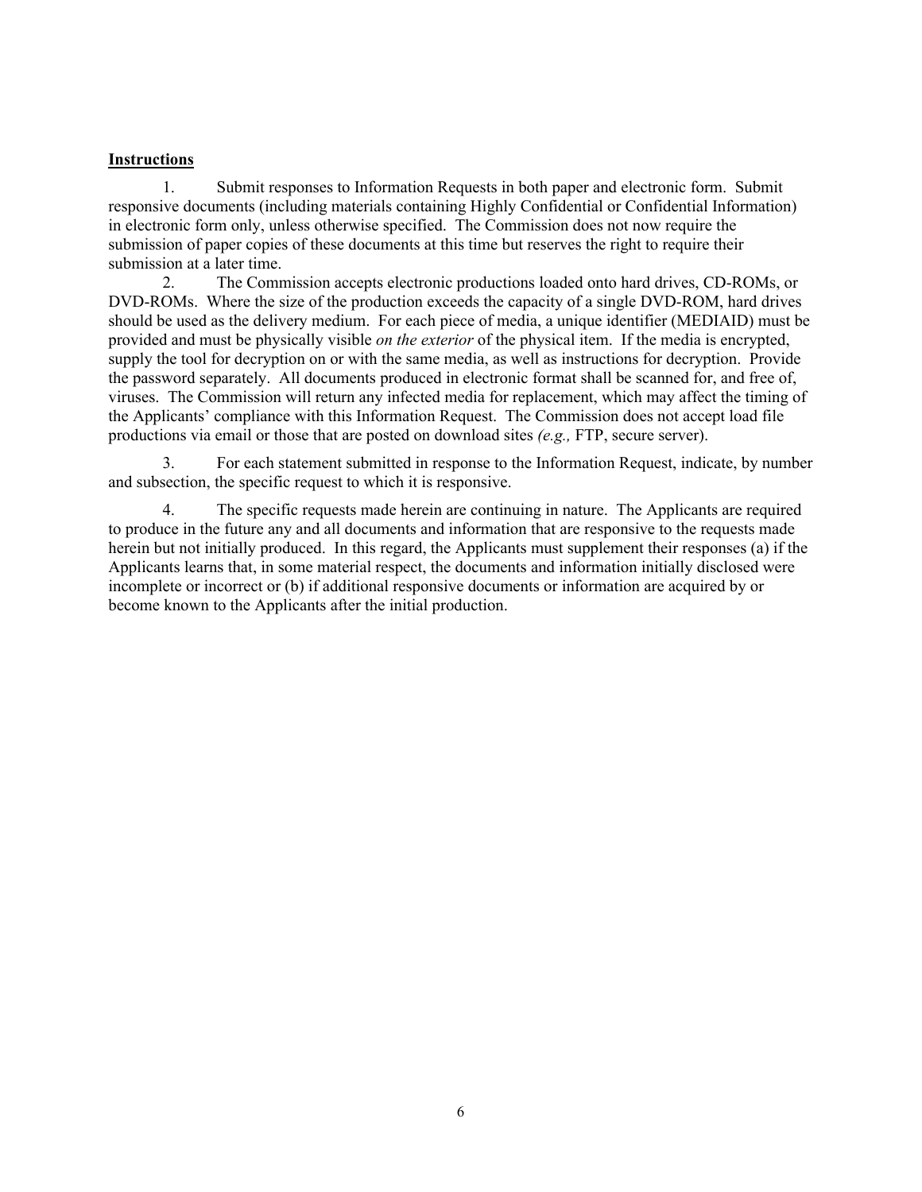**Instructions**

1. Submit responses to Information Requests in both paper and electronic form. Submit responsive documents (including materials containing Highly Confidential or Confidential Information) in electronic form only, unless otherwise specified. The Commission does not now require the submission of paper copies of these documents at this time but reserves the right to require their submission at a later time.

2. The Commission accepts electronic productions loaded onto hard drives, CD-ROMs, or DVD-ROMs. Where the size of the production exceeds the capacity of a single DVD-ROM, hard drives should be used as the delivery medium. For each piece of media, a unique identifier (MEDIAID) must be provided and must be physically visible *on the exterior* of the physical item. If the media is encrypted, supply the tool for decryption on or with the same media, as well as instructions for decryption. Provide the password separately. All documents produced in electronic format shall be scanned for, and free of, viruses. The Commission will return any infected media for replacement, which may affect the timing of the Applicants' compliance with this Information Request. The Commission does not accept load file productions via email or those that are posted on download sites *(e.g.,* FTP, secure server).

3. For each statement submitted in response to the Information Request, indicate, by number and subsection, the specific request to which it is responsive.

4. The specific requests made herein are continuing in nature. The Applicants are required to produce in the future any and all documents and information that are responsive to the requests made herein but not initially produced. In this regard, the Applicants must supplement their responses (a) if the Applicants learns that, in some material respect, the documents and information initially disclosed were incomplete or incorrect or (b) if additional responsive documents or information are acquired by or become known to the Applicants after the initial production.